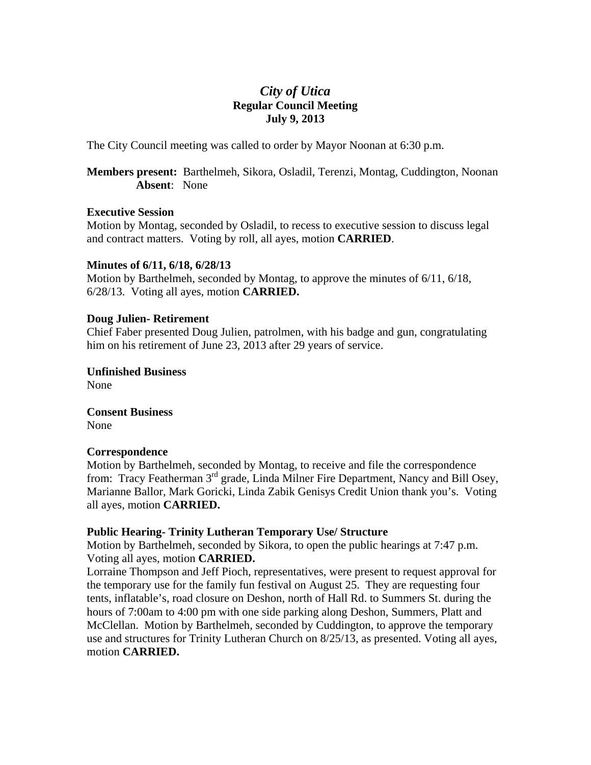# *City of Utica*

## Regular Council Meeting

## July 9, 2013

The City Council meeting was called to order by Mayor Noonan at 6:30 p.m.

**Members present:** Barthelmeh, Sikora, Osladil, Terenzi, Montag, Cuddington, Noonan
**Absent**: None

**Executive Session**
Motion by Montag, seconded by Osladil, to recess to executive session to discuss legal and contract matters. Voting by roll, all ayes, motion **CARRIED**.

**Minutes of 6/11, 6/18, 6/28/13**
Motion by Barthelmeh, seconded by Montag, to approve the minutes of 6/11, 6/18, 6/28/13. Voting all ayes, motion **CARRIED.**

**Doug Julien- Retirement**
Chief Faber presented Doug Julien, patrolmen, with his badge and gun, congratulating him on his retirement of June 23, 2013 after 29 years of service.

**Unfinished Business**
None

**Consent Business**
None

**Correspondence**
Motion by Barthelmeh, seconded by Montag, to receive and file the correspondence from: Tracy Featherman 3rd grade, Linda Milner Fire Department, Nancy and Bill Osey, Marianne Ballor, Mark Goricki, Linda Zabik Genisys Credit Union thank you's. Voting all ayes, motion **CARRIED.**

**Public Hearing- Trinity Lutheran Temporary Use/ Structure**
Motion by Barthelmeh, seconded by Sikora, to open the public hearings at 7:47 p.m. Voting all ayes, motion **CARRIED.**
Lorraine Thompson and Jeff Pioch, representatives, were present to request approval for the temporary use for the family fun festival on August 25. They are requesting four tents, inflatable's, road closure on Deshon, north of Hall Rd. to Summers St. during the hours of 7:00am to 4:00 pm with one side parking along Deshon, Summers, Platt and McClellan. Motion by Barthelmeh, seconded by Cuddington, to approve the temporary use and structures for Trinity Lutheran Church on 8/25/13, as presented. Voting all ayes, motion **CARRIED.**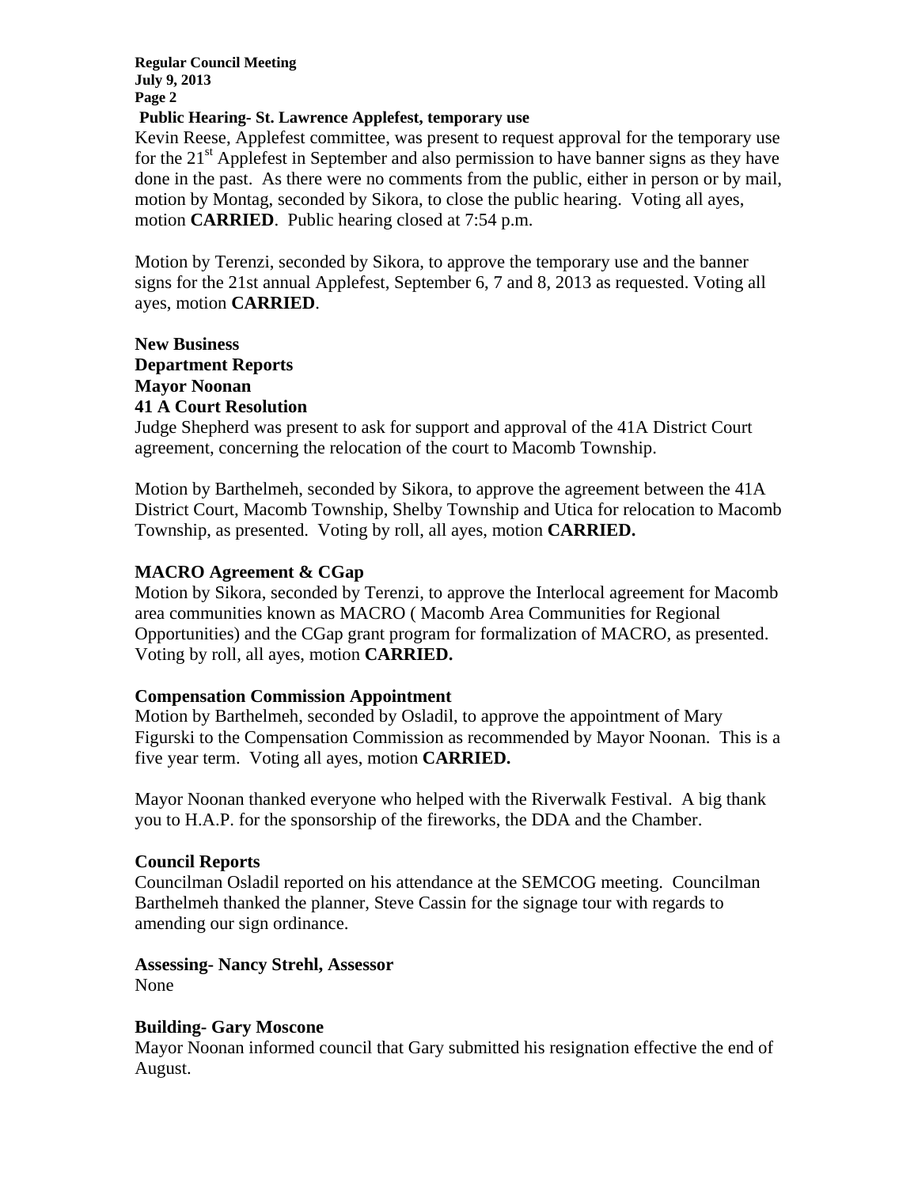**Public Hearing- St. Lawrence Applefest, temporary use**

Kevin Reese, Applefest committee, was present to request approval for the temporary use for the 21st Applefest in September and also permission to have banner signs as they have done in the past. As there were no comments from the public, either in person or by mail, motion by Montag, seconded by Sikora, to close the public hearing. Voting all ayes, motion **CARRIED**. Public hearing closed at 7:54 p.m.

Motion by Terenzi, seconded by Sikora, to approve the temporary use and the banner signs for the 21st annual Applefest, September 6, 7 and 8, 2013 as requested. Voting all ayes, motion **CARRIED**.

**New Business**

**Department Reports**

**Mayor Noonan**

**41 A Court Resolution**

Judge Shepherd was present to ask for support and approval of the 41A District Court agreement, concerning the relocation of the court to Macomb Township.

Motion by Barthelmeh, seconded by Sikora, to approve the agreement between the 41A District Court, Macomb Township, Shelby Township and Utica for relocation to Macomb Township, as presented. Voting by roll, all ayes, motion **CARRIED.**

**MACRO Agreement & CGap**

Motion by Sikora, seconded by Terenzi, to approve the Interlocal agreement for Macomb area communities known as MACRO ( Macomb Area Communities for Regional Opportunities) and the CGap grant program for formalization of MACRO, as presented. Voting by roll, all ayes, motion **CARRIED.**

**Compensation Commission Appointment**

Motion by Barthelmeh, seconded by Osladil, to approve the appointment of Mary Figurski to the Compensation Commission as recommended by Mayor Noonan. This is a five year term. Voting all ayes, motion **CARRIED.**

Mayor Noonan thanked everyone who helped with the Riverwalk Festival. A big thank you to H.A.P. for the sponsorship of the fireworks, the DDA and the Chamber.

**Council Reports**

Councilman Osladil reported on his attendance at the SEMCOG meeting. Councilman Barthelmeh thanked the planner, Steve Cassin for the signage tour with regards to amending our sign ordinance.

**Assessing- Nancy Strehl, Assessor**

None

**Building- Gary Moscone**

Mayor Noonan informed council that Gary submitted his resignation effective the end of August.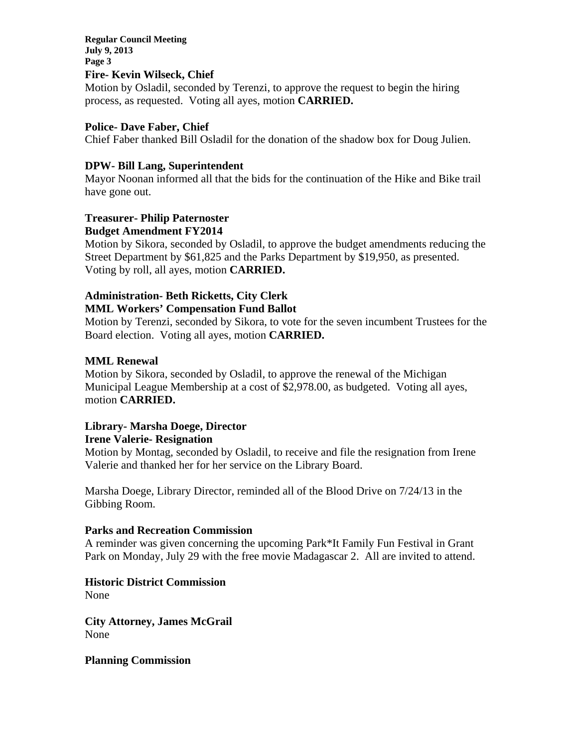**Fire- Kevin Wilseck, Chief**

Motion by Osladil, seconded by Terenzi, to approve the request to begin the hiring process, as requested. Voting all ayes, motion **CARRIED.**

**Police- Dave Faber, Chief**

Chief Faber thanked Bill Osladil for the donation of the shadow box for Doug Julien.

**DPW- Bill Lang, Superintendent**

Mayor Noonan informed all that the bids for the continuation of the Hike and Bike trail have gone out.

**Treasurer- Philip Paternoster**
**Budget Amendment FY2014**

Motion by Sikora, seconded by Osladil, to approve the budget amendments reducing the Street Department by $61,825 and the Parks Department by $19,950, as presented. Voting by roll, all ayes, motion **CARRIED.**

**Administration- Beth Ricketts, City Clerk**
**MML Workers' Compensation Fund Ballot**

Motion by Terenzi, seconded by Sikora, to vote for the seven incumbent Trustees for the Board election. Voting all ayes, motion **CARRIED.**

**MML Renewal**

Motion by Sikora, seconded by Osladil, to approve the renewal of the Michigan Municipal League Membership at a cost of $2,978.00, as budgeted. Voting all ayes, motion **CARRIED.**

**Library- Marsha Doege, Director**
**Irene Valerie- Resignation**

Motion by Montag, seconded by Osladil, to receive and file the resignation from Irene Valerie and thanked her for her service on the Library Board.

Marsha Doege, Library Director, reminded all of the Blood Drive on 7/24/13 in the Gibbing Room.

**Parks and Recreation Commission**

A reminder was given concerning the upcoming Park*It Family Fun Festival in Grant Park on Monday, July 29 with the free movie Madagascar 2. All are invited to attend.

**Historic District Commission**

None

**City Attorney, James McGrail**

None

**Planning Commission**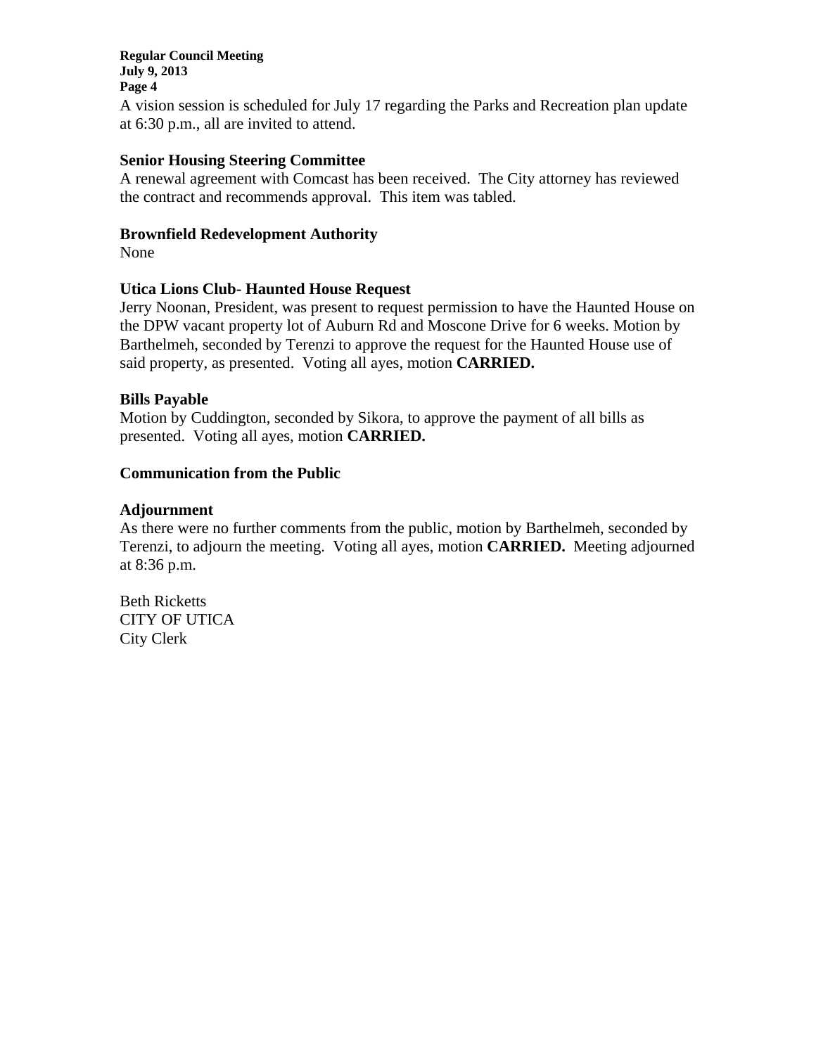A vision session is scheduled for July 17 regarding the Parks and Recreation plan update at 6:30 p.m., all are invited to attend.

**Senior Housing Steering Committee**

A renewal agreement with Comcast has been received. The City attorney has reviewed the contract and recommends approval. This item was tabled.

**Brownfield Redevelopment Authority**

None

**Utica Lions Club- Haunted House Request**

Jerry Noonan, President, was present to request permission to have the Haunted House on the DPW vacant property lot of Auburn Rd and Moscone Drive for 6 weeks. Motion by Barthelmeh, seconded by Terenzi to approve the request for the Haunted House use of said property, as presented. Voting all ayes, motion **CARRIED.**

**Bills Payable**

Motion by Cuddington, seconded by Sikora, to approve the payment of all bills as presented. Voting all ayes, motion **CARRIED.**

**Communication from the Public**

**Adjournment**

As there were no further comments from the public, motion by Barthelmeh, seconded by Terenzi, to adjourn the meeting. Voting all ayes, motion **CARRIED.** Meeting adjourned at 8:36 p.m.

Beth Ricketts
CITY OF UTICA
City Clerk